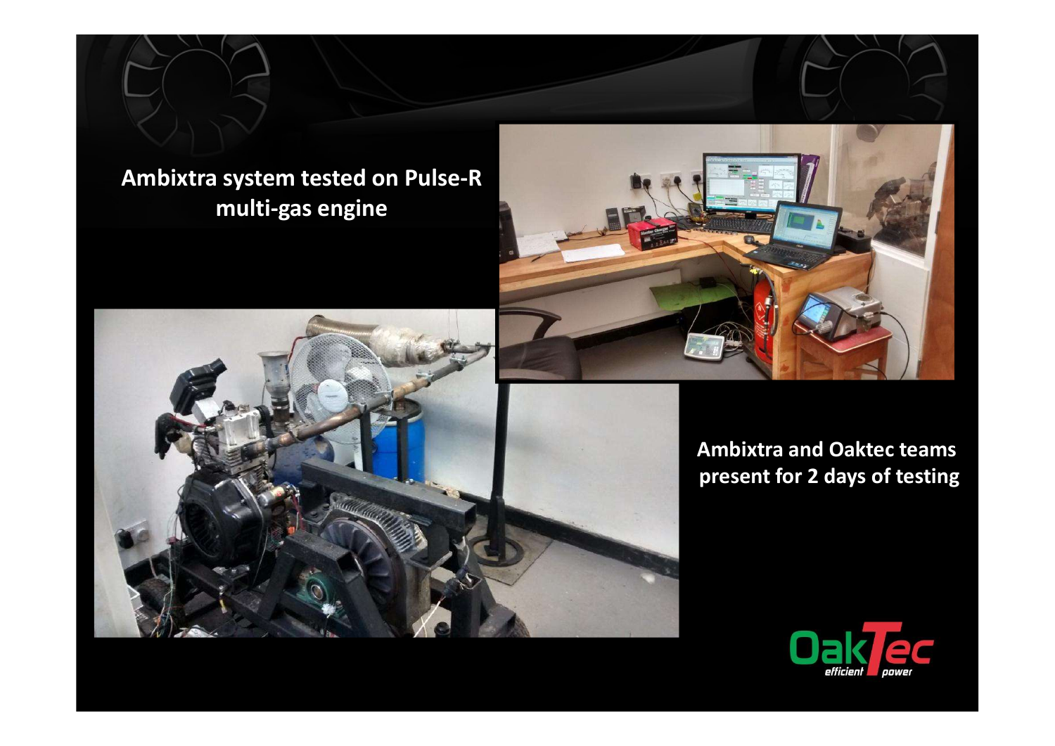**Ambixtra system tested on Pulse-R multi-gas engine**

**Ambixtra and Oaktec teams present for 2 days of testing**

OakTec
*efficient power*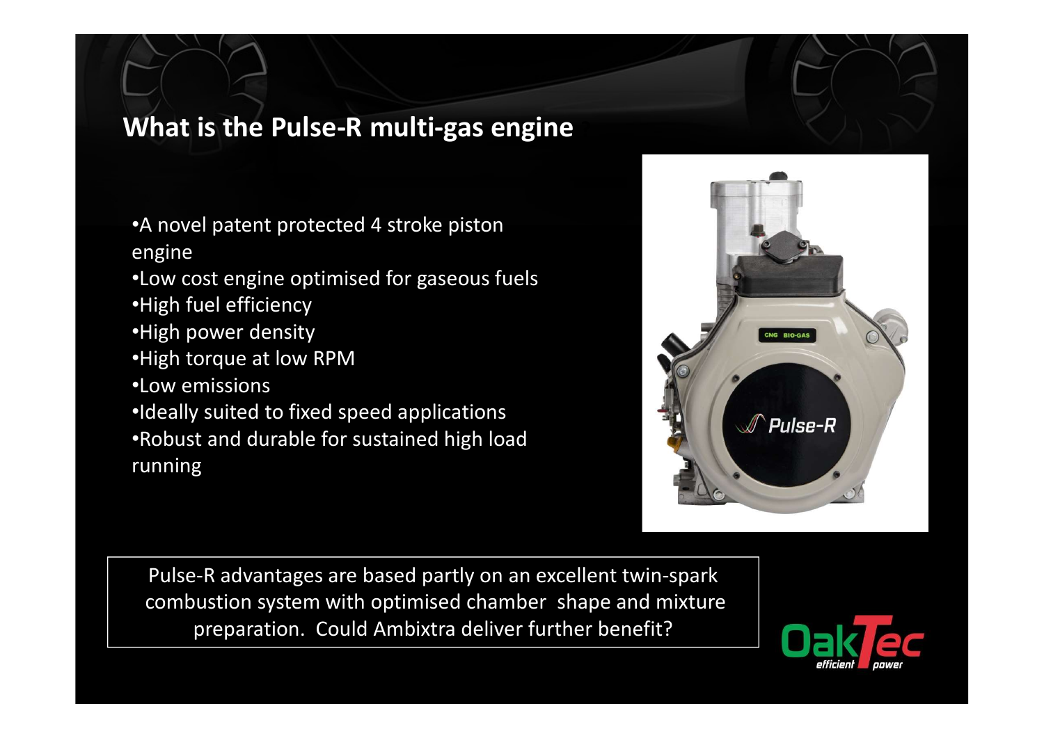## What is the Pulse-R multi-gas engine

- A novel patent protected 4 stroke piston engine
- Low cost engine optimised for gaseous fuels
- High fuel efficiency
- High power density
- High torque at low RPM
- Low emissions
- Ideally suited to fixed speed applications
- Robust and durable for sustained high load running

Pulse-R advantages are based partly on an excellent twin-spark combustion system with optimised chamber shape and mixture preparation. Could Ambixtra deliver further benefit?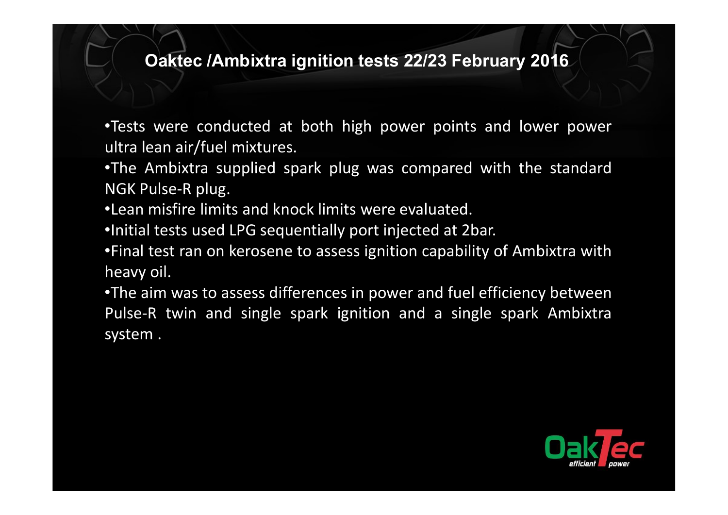# Oaktec /Ambixtra ignition tests 22/23 February 2016

- Tests were conducted at both high power points and lower power ultra lean air/fuel mixtures.
- The Ambixtra supplied spark plug was compared with the standard NGK Pulse-R plug.
- Lean misfire limits and knock limits were evaluated.
- Initial tests used LPG sequentially port injected at 2bar.
- Final test ran on kerosene to assess ignition capability of Ambixtra with heavy oil.
- The aim was to assess differences in power and fuel efficiency between Pulse-R twin and single spark ignition and a single spark Ambixtra system .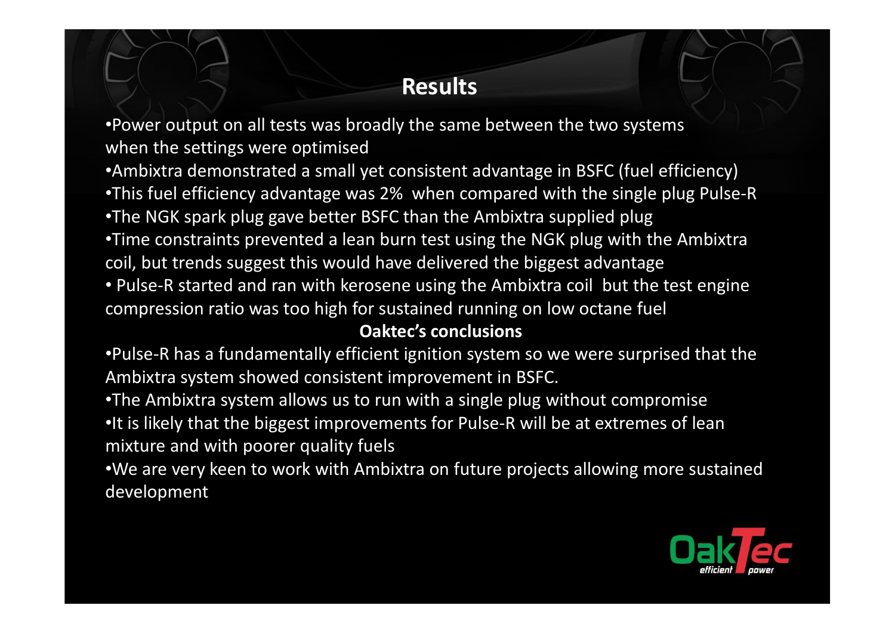## Results

- Power output on all tests was broadly the same between the two systems when the settings were optimised
- Ambixtra demonstrated a small yet consistent advantage in BSFC (fuel efficiency)
- This fuel efficiency advantage was 2% when compared with the single plug Pulse-R
- The NGK spark plug gave better BSFC than the Ambixtra supplied plug
- Time constraints prevented a lean burn test using the NGK plug with the Ambixtra coil, but trends suggest this would have delivered the biggest advantage
- Pulse-R started and ran with kerosene using the Ambixtra coil but the test engine compression ratio was too high for sustained running on low octane fuel

### Oaktec's conclusions

- Pulse-R has a fundamentally efficient ignition system so we were surprised that the Ambixtra system showed consistent improvement in BSFC.
- The Ambixtra system allows us to run with a single plug without compromise
- It is likely that the biggest improvements for Pulse-R will be at extremes of lean mixture and with poorer quality fuels
- We are very keen to work with Ambixtra on future projects allowing more sustained development

OakTec efficient power